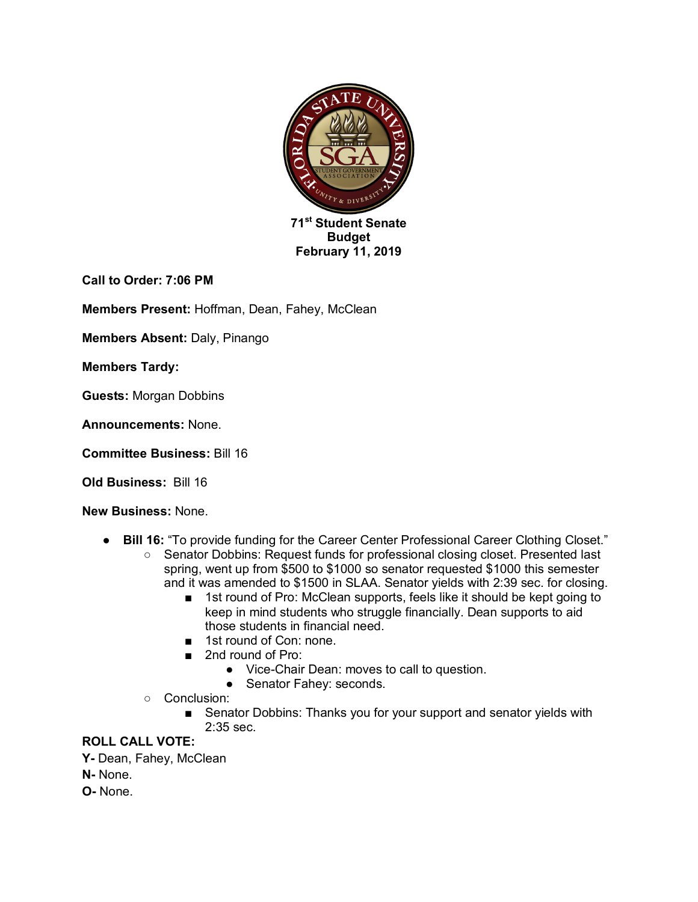**71st Student Senate**
**Budget**
**February 11, 2019**

**Call to Order: 7:06 PM**

**Members Present:** Hoffman, Dean, Fahey, McClean

**Members Absent:** Daly, Pinango

**Members Tardy:**

**Guests:** Morgan Dobbins

**Announcements:** None.

**Committee Business:** Bill 16

**Old Business:** Bill 16

**New Business:** None.

- **Bill 16:** "To provide funding for the Career Center Professional Career Clothing Closet."
  - Senator Dobbins: Request funds for professional closing closet. Presented last spring, went up from $500 to $1000 so senator requested $1000 this semester and it was amended to $1500 in SLAA. Senator yields with 2:39 sec. for closing.
    - 1st round of Pro: McClean supports, feels like it should be kept going to keep in mind students who struggle financially. Dean supports to aid those students in financial need.
    - 1st round of Con: none.
    - 2nd round of Pro:
      - Vice-Chair Dean: moves to call to question.
      - Senator Fahey: seconds.
  - Conclusion:
    - Senator Dobbins: Thanks you for your support and senator yields with 2:35 sec.

**ROLL CALL VOTE:**
**Y-** Dean, Fahey, McClean
**N-** None.
**O-** None.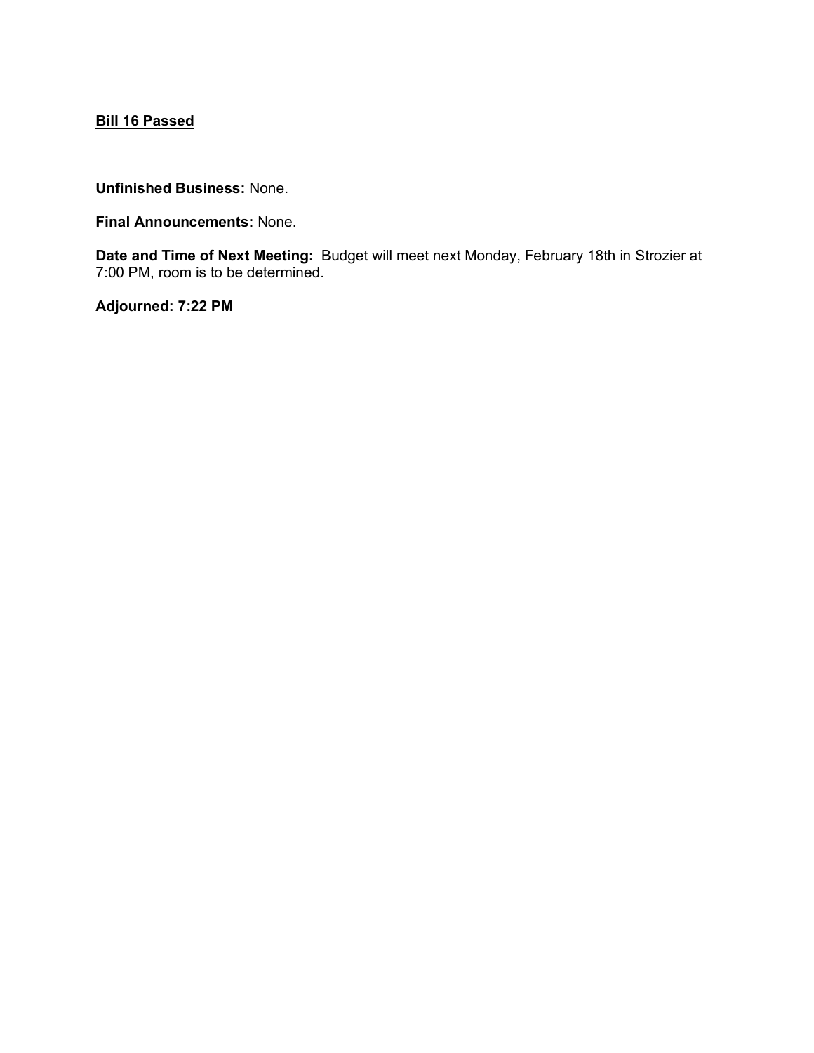<u>**Bill 16 Passed**</u>

**Unfinished Business:** None.

**Final Announcements:** None.

**Date and Time of Next Meeting:** Budget will meet next Monday, February 18th in Strozier at 7:00 PM, room is to be determined.

**Adjourned: 7:22 PM**